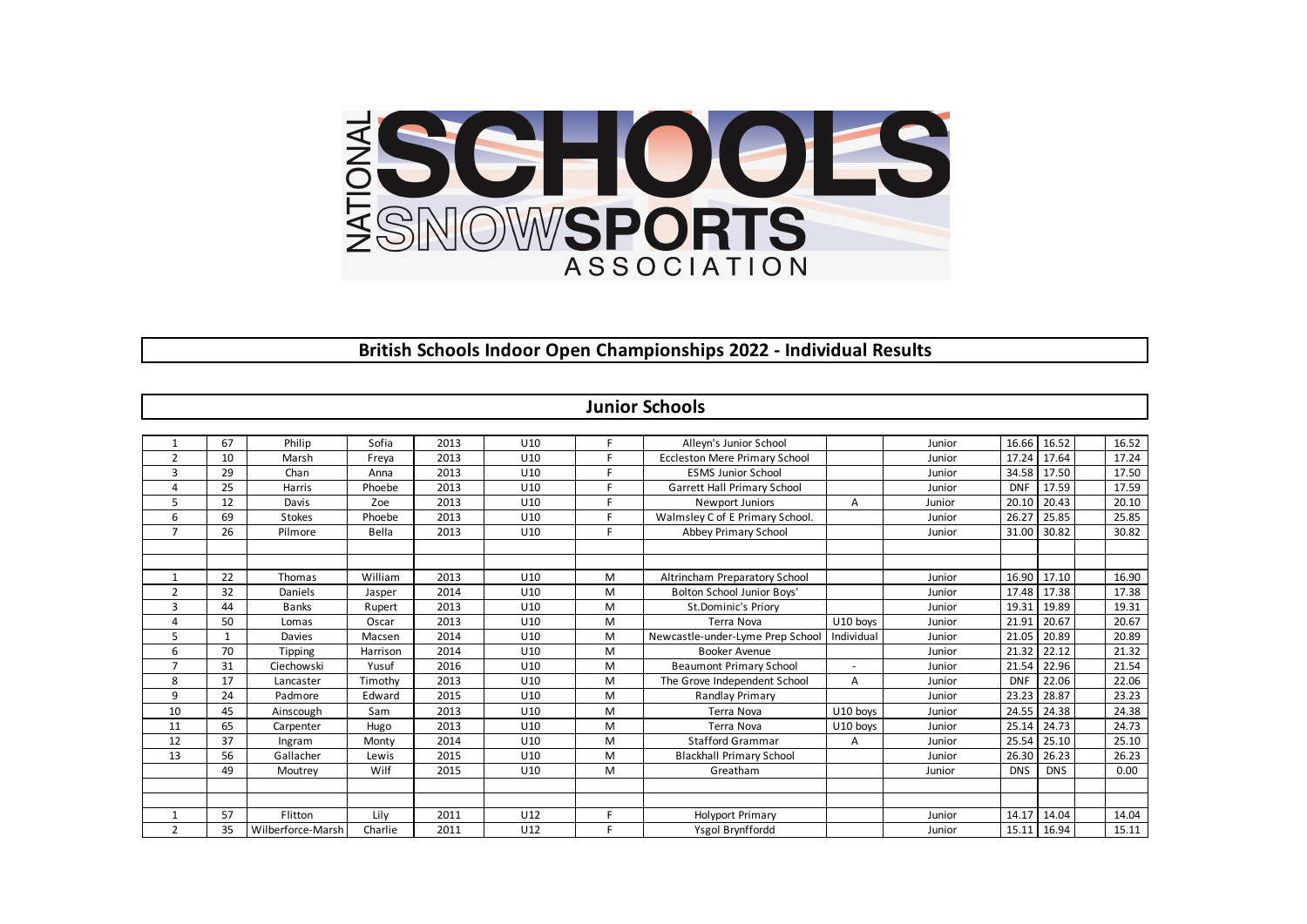NATIONAL SCHOOLS SNOWSPORTS ASSOCIATION

# British Schools Indoor Open Championships 2022 - Individual Results

## Junior Schools

| | | | | | | | | | | | | | |
|---|---|---|---|---|---|---|---|---|---|---|---|---|---|
| 1 | 67 | Philip | Sofia | 2013 | U10 | F | Alleyn's Junior School | | Junior | 16.66 | 16.52 | | 16.52 |
| 2 | 10 | Marsh | Freya | 2013 | U10 | F | Eccleston Mere Primary School | | Junior | 17.24 | 17.64 | | 17.24 |
| 3 | 29 | Chan | Anna | 2013 | U10 | F | ESMS Junior School | | Junior | 34.58 | 17.50 | | 17.50 |
| 4 | 25 | Harris | Phoebe | 2013 | U10 | F | Garrett Hall Primary School | | Junior | DNF | 17.59 | | 17.59 |
| 5 | 12 | Davis | Zoe | 2013 | U10 | F | Newport Juniors | A | Junior | 20.10 | 20.43 | | 20.10 |
| 6 | 69 | Stokes | Phoebe | 2013 | U10 | F | Walmsley C of E Primary School. | | Junior | 26.27 | 25.85 | | 25.85 |
| 7 | 26 | Pilmore | Bella | 2013 | U10 | F | Abbey Primary School | | Junior | 31.00 | 30.82 | | 30.82 |
| | | | | | | | | | | | | | |
| | | | | | | | | | | | | | |
| 1 | 22 | Thomas | William | 2013 | U10 | M | Altrincham Preparatory School | | Junior | 16.90 | 17.10 | | 16.90 |
| 2 | 32 | Daniels | Jasper | 2014 | U10 | M | Bolton School Junior Boys' | | Junior | 17.48 | 17.38 | | 17.38 |
| 3 | 44 | Banks | Rupert | 2013 | U10 | M | St.Dominic's Priory | | Junior | 19.31 | 19.89 | | 19.31 |
| 4 | 50 | Lomas | Oscar | 2013 | U10 | M | Terra Nova | U10 boys | Junior | 21.91 | 20.67 | | 20.67 |
| 5 | 1 | Davies | Macsen | 2014 | U10 | M | Newcastle-under-Lyme Prep School | Individual | Junior | 21.05 | 20.89 | | 20.89 |
| 6 | 70 | Tipping | Harrison | 2014 | U10 | M | Booker Avenue | | Junior | 21.32 | 22.12 | | 21.32 |
| 7 | 31 | Ciechowski | Yusuf | 2016 | U10 | M | Beaumont Primary School | - | Junior | 21.54 | 22.96 | | 21.54 |
| 8 | 17 | Lancaster | Timothy | 2013 | U10 | M | The Grove Independent School | A | Junior | DNF | 22.06 | | 22.06 |
| 9 | 24 | Padmore | Edward | 2015 | U10 | M | Randlay Primary | | Junior | 23.23 | 28.87 | | 23.23 |
| 10 | 45 | Ainscough | Sam | 2013 | U10 | M | Terra Nova | U10 boys | Junior | 24.55 | 24.38 | | 24.38 |
| 11 | 65 | Carpenter | Hugo | 2013 | U10 | M | Terra Nova | U10 boys | Junior | 25.14 | 24.73 | | 24.73 |
| 12 | 37 | Ingram | Monty | 2014 | U10 | M | Stafford Grammar | A | Junior | 25.54 | 25.10 | | 25.10 |
| 13 | 56 | Gallacher | Lewis | 2015 | U10 | M | Blackhall Primary School | | Junior | 26.30 | 26.23 | | 26.23 |
| | 49 | Moutrey | Wilf | 2015 | U10 | M | Greatham | | Junior | DNS | DNS | | 0.00 |
| | | | | | | | | | | | | | |
| | | | | | | | | | | | | | |
| 1 | 57 | Flitton | Lily | 2011 | U12 | F | Holyport Primary | | Junior | 14.17 | 14.04 | | 14.04 |
| 2 | 35 | Wilberforce-Marsh | Charlie | 2011 | U12 | F | Ysgol Brynffordd | | Junior | 15.11 | 16.94 | | 15.11 |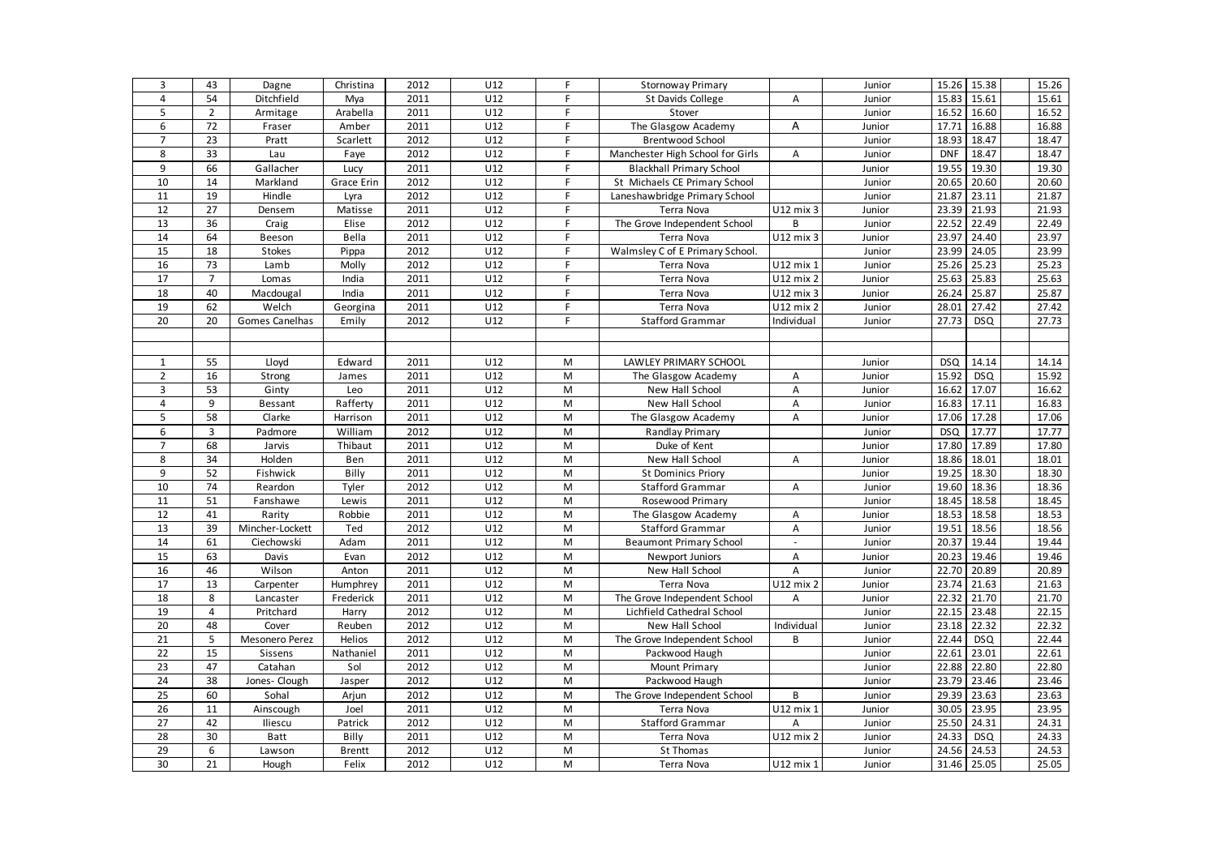| 3 | 43 | Dagne | Christina | 2012 | U12 | F | Stornoway Primary | | Junior | 15.26 | 15.38 | | 15.26 |
|---|---|---|---|---|---|---|---|---|---|---|---|---|---|
| 4 | 54 | Ditchfield | Mya | 2011 | U12 | F | St Davids College | A | Junior | 15.83 | 15.61 | | 15.61 |
| 5 | 2 | Armitage | Arabella | 2011 | U12 | F | Stover | | Junior | 16.52 | 16.60 | | 16.52 |
| 6 | 72 | Fraser | Amber | 2011 | U12 | F | The Glasgow Academy | A | Junior | 17.71 | 16.88 | | 16.88 |
| 7 | 23 | Pratt | Scarlett | 2012 | U12 | F | Brentwood School | | Junior | 18.93 | 18.47 | | 18.47 |
| 8 | 33 | Lau | Faye | 2012 | U12 | F | Manchester High School for Girls | A | Junior | DNF | 18.47 | | 18.47 |
| 9 | 66 | Gallacher | Lucy | 2011 | U12 | F | Blackhall Primary School | | Junior | 19.55 | 19.30 | | 19.30 |
| 10 | 14 | Markland | Grace Erin | 2012 | U12 | F | St Michaels CE Primary School | | Junior | 20.65 | 20.60 | | 20.60 |
| 11 | 19 | Hindle | Lyra | 2012 | U12 | F | Laneshawbridge Primary School | | Junior | 21.87 | 23.11 | | 21.87 |
| 12 | 27 | Densem | Matisse | 2011 | U12 | F | Terra Nova | U12 mix 3 | Junior | 23.39 | 21.93 | | 21.93 |
| 13 | 36 | Craig | Elise | 2012 | U12 | F | The Grove Independent School | B | Junior | 22.52 | 22.49 | | 22.49 |
| 14 | 64 | Beeson | Bella | 2011 | U12 | F | Terra Nova | U12 mix 3 | Junior | 23.97 | 24.40 | | 23.97 |
| 15 | 18 | Stokes | Pippa | 2012 | U12 | F | Walmsley C of E Primary School. | | Junior | 23.99 | 24.05 | | 23.99 |
| 16 | 73 | Lamb | Molly | 2012 | U12 | F | Terra Nova | U12 mix 1 | Junior | 25.26 | 25.23 | | 25.23 |
| 17 | 7 | Lomas | India | 2011 | U12 | F | Terra Nova | U12 mix 2 | Junior | 25.63 | 25.83 | | 25.63 |
| 18 | 40 | Macdougal | India | 2011 | U12 | F | Terra Nova | U12 mix 3 | Junior | 26.24 | 25.87 | | 25.87 |
| 19 | 62 | Welch | Georgina | 2011 | U12 | F | Terra Nova | U12 mix 2 | Junior | 28.01 | 27.42 | | 27.42 |
| 20 | 20 | Gomes Canelhas | Emily | 2012 | U12 | F | Stafford Grammar | Individual | Junior | 27.73 | DSQ | | 27.73 |
| | | | | | | | | | | | | | |
| | | | | | | | | | | | | | |
| 1 | 55 | Lloyd | Edward | 2011 | U12 | M | LAWLEY PRIMARY SCHOOL | | Junior | DSQ | 14.14 | | 14.14 |
| 2 | 16 | Strong | James | 2011 | U12 | M | The Glasgow Academy | A | Junior | 15.92 | DSQ | | 15.92 |
| 3 | 53 | Ginty | Leo | 2011 | U12 | M | New Hall School | A | Junior | 16.62 | 17.07 | | 16.62 |
| 4 | 9 | Bessant | Rafferty | 2011 | U12 | M | New Hall School | A | Junior | 16.83 | 17.11 | | 16.83 |
| 5 | 58 | Clarke | Harrison | 2011 | U12 | M | The Glasgow Academy | A | Junior | 17.06 | 17.28 | | 17.06 |
| 6 | 3 | Padmore | William | 2012 | U12 | M | Randlay Primary | | Junior | DSQ | 17.77 | | 17.77 |
| 7 | 68 | Jarvis | Thibaut | 2011 | U12 | M | Duke of Kent | | Junior | 17.80 | 17.89 | | 17.80 |
| 8 | 34 | Holden | Ben | 2011 | U12 | M | New Hall School | A | Junior | 18.86 | 18.01 | | 18.01 |
| 9 | 52 | Fishwick | Billy | 2011 | U12 | M | St Dominics Priory | | Junior | 19.25 | 18.30 | | 18.30 |
| 10 | 74 | Reardon | Tyler | 2012 | U12 | M | Stafford Grammar | A | Junior | 19.60 | 18.36 | | 18.36 |
| 11 | 51 | Fanshawe | Lewis | 2011 | U12 | M | Rosewood Primary | | Junior | 18.45 | 18.58 | | 18.45 |
| 12 | 41 | Rarity | Robbie | 2011 | U12 | M | The Glasgow Academy | A | Junior | 18.53 | 18.58 | | 18.53 |
| 13 | 39 | Mincher-Lockett | Ted | 2012 | U12 | M | Stafford Grammar | A | Junior | 19.51 | 18.56 | | 18.56 |
| 14 | 61 | Ciechowski | Adam | 2011 | U12 | M | Beaumont Primary School | - | Junior | 20.37 | 19.44 | | 19.44 |
| 15 | 63 | Davis | Evan | 2012 | U12 | M | Newport Juniors | A | Junior | 20.23 | 19.46 | | 19.46 |
| 16 | 46 | Wilson | Anton | 2011 | U12 | M | New Hall School | A | Junior | 22.70 | 20.89 | | 20.89 |
| 17 | 13 | Carpenter | Humphrey | 2011 | U12 | M | Terra Nova | U12 mix 2 | Junior | 23.74 | 21.63 | | 21.63 |
| 18 | 8 | Lancaster | Frederick | 2011 | U12 | M | The Grove Independent School | A | Junior | 22.32 | 21.70 | | 21.70 |
| 19 | 4 | Pritchard | Harry | 2012 | U12 | M | Lichfield Cathedral School | | Junior | 22.15 | 23.48 | | 22.15 |
| 20 | 48 | Cover | Reuben | 2012 | U12 | M | New Hall School | Individual | Junior | 23.18 | 22.32 | | 22.32 |
| 21 | 5 | Mesonero Perez | Helios | 2012 | U12 | M | The Grove Independent School | B | Junior | 22.44 | DSQ | | 22.44 |
| 22 | 15 | Sissens | Nathaniel | 2011 | U12 | M | Packwood Haugh | | Junior | 22.61 | 23.01 | | 22.61 |
| 23 | 47 | Catahan | Sol | 2012 | U12 | M | Mount Primary | | Junior | 22.88 | 22.80 | | 22.80 |
| 24 | 38 | Jones- Clough | Jasper | 2012 | U12 | M | Packwood Haugh | | Junior | 23.79 | 23.46 | | 23.46 |
| 25 | 60 | Sohal | Arjun | 2012 | U12 | M | The Grove Independent School | B | Junior | 29.39 | 23.63 | | 23.63 |
| 26 | 11 | Ainscough | Joel | 2011 | U12 | M | Terra Nova | U12 mix 1 | Junior | 30.05 | 23.95 | | 23.95 |
| 27 | 42 | Iliescu | Patrick | 2012 | U12 | M | Stafford Grammar | A | Junior | 25.50 | 24.31 | | 24.31 |
| 28 | 30 | Batt | Billy | 2011 | U12 | M | Terra Nova | U12 mix 2 | Junior | 24.33 | DSQ | | 24.33 |
| 29 | 6 | Lawson | Brentt | 2012 | U12 | M | St Thomas | | Junior | 24.56 | 24.53 | | 24.53 |
| 30 | 21 | Hough | Felix | 2012 | U12 | M | Terra Nova | U12 mix 1 | Junior | 31.46 | 25.05 | | 25.05 |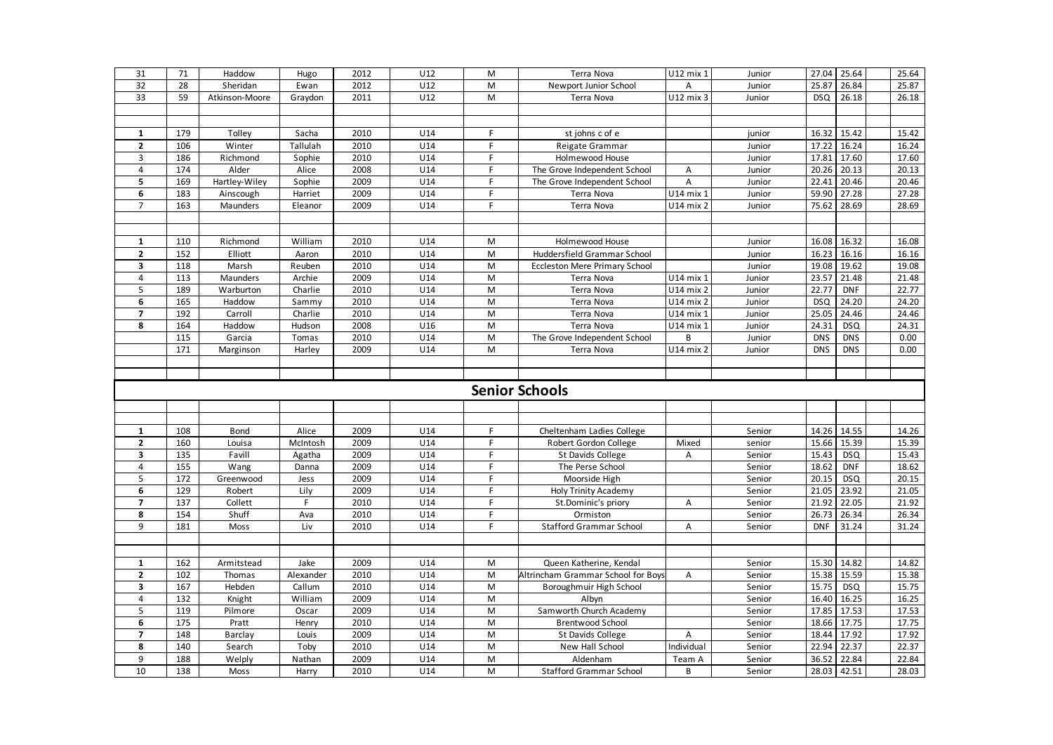| | | | | | | | | | | | | | |
|---|---|---|---|---|---|---|---|---|---|---|---|---|---|
| 31 | 71 | Haddow | Hugo | 2012 | U12 | M | Terra Nova | U12 mix 1 | Junior | 27.04 | 25.64 | | 25.64 |
| 32 | 28 | Sheridan | Ewan | 2012 | U12 | M | Newport Junior School | A | Junior | 25.87 | 26.84 | | 25.87 |
| 33 | 59 | Atkinson-Moore | Graydon | 2011 | U12 | M | Terra Nova | U12 mix 3 | Junior | DSQ | 26.18 | | 26.18 |
| | | | | | | | | | | | | | |
| | | | | | | | | | | | | | |
| **1** | 179 | Tolley | Sacha | 2010 | U14 | F | st johns c of e | | junior | 16.32 | 15.42 | | 15.42 |
| **2** | 106 | Winter | Tallulah | 2010 | U14 | F | Reigate Grammar | | Junior | 17.22 | 16.24 | | 16.24 |
| 3 | 186 | Richmond | Sophie | 2010 | U14 | F | Holmewood House | | Junior | 17.81 | 17.60 | | 17.60 |
| 4 | 174 | Alder | Alice | 2008 | U14 | F | The Grove Independent School | A | Junior | 20.26 | 20.13 | | 20.13 |
| **5** | 169 | Hartley-Wiley | Sophie | 2009 | U14 | F | The Grove Independent School | A | Junior | 22.41 | 20.46 | | 20.46 |
| **6** | 183 | Ainscough | Harriet | 2009 | U14 | F | Terra Nova | U14 mix 1 | Junior | 59.90 | 27.28 | | 27.28 |
| 7 | 163 | Maunders | Eleanor | 2009 | U14 | F | Terra Nova | U14 mix 2 | Junior | 75.62 | 28.69 | | 28.69 |
| | | | | | | | | | | | | | |
| | | | | | | | | | | | | | |
| **1** | 110 | Richmond | William | 2010 | U14 | M | Holmewood House | | Junior | 16.08 | 16.32 | | 16.08 |
| **2** | 152 | Elliott | Aaron | 2010 | U14 | M | Huddersfield Grammar School | | Junior | 16.23 | 16.16 | | 16.16 |
| **3** | 118 | Marsh | Reuben | 2010 | U14 | M | Eccleston Mere Primary School | | Junior | 19.08 | 19.62 | | 19.08 |
| 4 | 113 | Maunders | Archie | 2009 | U14 | M | Terra Nova | U14 mix 1 | Junior | 23.57 | 21.48 | | 21.48 |
| 5 | 189 | Warburton | Charlie | 2010 | U14 | M | Terra Nova | U14 mix 2 | Junior | 22.77 | DNF | | 22.77 |
| **6** | 165 | Haddow | Sammy | 2010 | U14 | M | Terra Nova | U14 mix 2 | Junior | DSQ | 24.20 | | 24.20 |
| **7** | 192 | Carroll | Charlie | 2010 | U14 | M | Terra Nova | U14 mix 1 | Junior | 25.05 | 24.46 | | 24.46 |
| **8** | 164 | Haddow | Hudson | 2008 | U16 | M | Terra Nova | U14 mix 1 | Junior | 24.31 | DSQ | | 24.31 |
| | 115 | Garcia | Tomas | 2010 | U14 | M | The Grove Independent School | B | Junior | DNS | DNS | | 0.00 |
| | 171 | Marginson | Harley | 2009 | U14 | M | Terra Nova | U14 mix 2 | Junior | DNS | DNS | | 0.00 |

## Senior Schools

| | | | | | | | | | | | | | |
|---|---|---|---|---|---|---|---|---|---|---|---|---|---|
| **1** | 108 | Bond | Alice | 2009 | U14 | F | Cheltenham Ladies College | | Senior | 14.26 | 14.55 | | 14.26 |
| **2** | 160 | Louisa | McIntosh | 2009 | U14 | F | Robert Gordon College | Mixed | senior | 15.66 | 15.39 | | 15.39 |
| **3** | 135 | Favill | Agatha | 2009 | U14 | F | St Davids College | A | Senior | 15.43 | DSQ | | 15.43 |
| 4 | 155 | Wang | Danna | 2009 | U14 | F | The Perse School | | Senior | 18.62 | DNF | | 18.62 |
| 5 | 172 | Greenwood | Jess | 2009 | U14 | F | Moorside High | | Senior | 20.15 | DSQ | | 20.15 |
| **6** | 129 | Robert | Lily | 2009 | U14 | F | Holy Trinity Academy | | Senior | 21.05 | 23.92 | | 21.05 |
| **7** | 137 | Collett | F | 2010 | U14 | F | St.Dominic's priory | A | Senior | 21.92 | 22.05 | | 21.92 |
| **8** | 154 | Shuff | Ava | 2010 | U14 | F | Ormiston | | Senior | 26.73 | 26.34 | | 26.34 |
| 9 | 181 | Moss | Liv | 2010 | U14 | F | Stafford Grammar School | A | Senior | DNF | 31.24 | | 31.24 |
| | | | | | | | | | | | | | |
| | | | | | | | | | | | | | |
| **1** | 162 | Armitstead | Jake | 2009 | U14 | M | Queen Katherine, Kendal | | Senior | 15.30 | 14.82 | | 14.82 |
| **2** | 102 | Thomas | Alexander | 2010 | U14 | M | Altrincham Grammar School for Boys | A | Senior | 15.38 | 15.59 | | 15.38 |
| **3** | 167 | Hebden | Callum | 2010 | U14 | M | Boroughmuir High School | | Senior | 15.75 | DSQ | | 15.75 |
| 4 | 132 | Knight | William | 2009 | U14 | M | Albyn | | Senior | 16.40 | 16.25 | | 16.25 |
| 5 | 119 | Pilmore | Oscar | 2009 | U14 | M | Samworth Church Academy | | Senior | 17.85 | 17.53 | | 17.53 |
| **6** | 175 | Pratt | Henry | 2010 | U14 | M | Brentwood School | | Senior | 18.66 | 17.75 | | 17.75 |
| **7** | 148 | Barclay | Louis | 2009 | U14 | M | St Davids College | A | Senior | 18.44 | 17.92 | | 17.92 |
| **8** | 140 | Search | Toby | 2010 | U14 | M | New Hall School | Individual | Senior | 22.94 | 22.37 | | 22.37 |
| 9 | 188 | Welply | Nathan | 2009 | U14 | M | Aldenham | Team A | Senior | 36.52 | 22.84 | | 22.84 |
| 10 | 138 | Moss | Harry | 2010 | U14 | M | Stafford Grammar School | B | Senior | 28.03 | 42.51 | | 28.03 |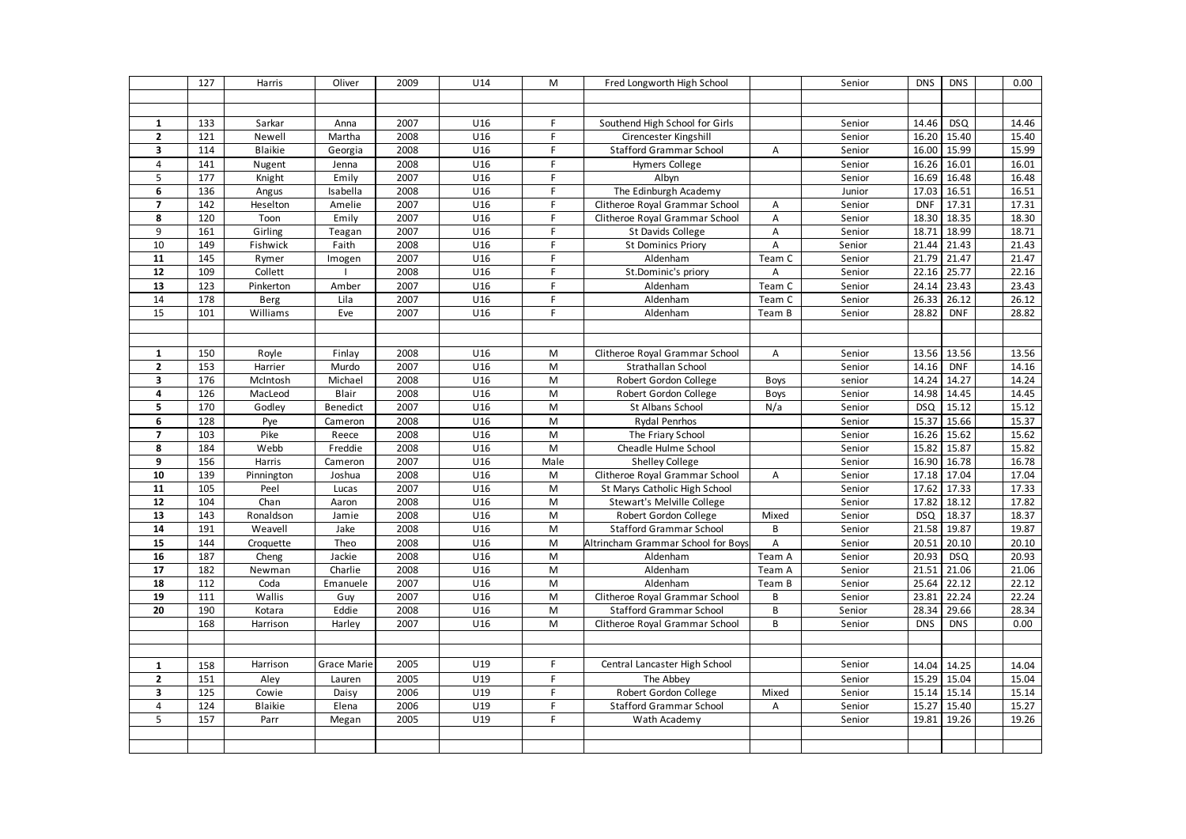| | | | | | | | | | | | | | |
|---|---|---|---|---|---|---|---|---|---|---|---|---|---|
| | 127 | Harris | Oliver | 2009 | U14 | M | Fred Longworth High School | | Senior | DNS | DNS | | 0.00 |
| | | | | | | | | | | | | | |
| | | | | | | | | | | | | | |
| **1** | 133 | Sarkar | Anna | 2007 | U16 | F | Southend High School for Girls | | Senior | 14.46 | DSQ | | 14.46 |
| **2** | 121 | Newell | Martha | 2008 | U16 | F | Cirencester Kingshill | | Senior | 16.20 | 15.40 | | 15.40 |
| **3** | 114 | Blaikie | Georgia | 2008 | U16 | F | Stafford Grammar School | A | Senior | 16.00 | 15.99 | | 15.99 |
| 4 | 141 | Nugent | Jenna | 2008 | U16 | F | Hymers College | | Senior | 16.26 | 16.01 | | 16.01 |
| 5 | 177 | Knight | Emily | 2007 | U16 | F | Albyn | | Senior | 16.69 | 16.48 | | 16.48 |
| **6** | 136 | Angus | Isabella | 2008 | U16 | F | The Edinburgh Academy | | Junior | 17.03 | 16.51 | | 16.51 |
| **7** | 142 | Heselton | Amelie | 2007 | U16 | F | Clitheroe Royal Grammar School | A | Senior | DNF | 17.31 | | 17.31 |
| **8** | 120 | Toon | Emily | 2007 | U16 | F | Clitheroe Royal Grammar School | A | Senior | 18.30 | 18.35 | | 18.30 |
| 9 | 161 | Girling | Teagan | 2007 | U16 | F | St Davids College | A | Senior | 18.71 | 18.99 | | 18.71 |
| 10 | 149 | Fishwick | Faith | 2008 | U16 | F | St Dominics Priory | A | Senior | 21.44 | 21.43 | | 21.43 |
| **11** | 145 | Rymer | Imogen | 2007 | U16 | F | Aldenham | Team C | Senior | 21.79 | 21.47 | | 21.47 |
| **12** | 109 | Collett | I | 2008 | U16 | F | St.Dominic's priory | A | Senior | 22.16 | 25.77 | | 22.16 |
| **13** | 123 | Pinkerton | Amber | 2007 | U16 | F | Aldenham | Team C | Senior | 24.14 | 23.43 | | 23.43 |
| 14 | 178 | Berg | Lila | 2007 | U16 | F | Aldenham | Team C | Senior | 26.33 | 26.12 | | 26.12 |
| 15 | 101 | Williams | Eve | 2007 | U16 | F | Aldenham | Team B | Senior | 28.82 | DNF | | 28.82 |
| | | | | | | | | | | | | | |
| | | | | | | | | | | | | | |
| **1** | 150 | Royle | Finlay | 2008 | U16 | M | Clitheroe Royal Grammar School | A | Senior | 13.56 | 13.56 | | 13.56 |
| **2** | 153 | Harrier | Murdo | 2007 | U16 | M | Strathallan School | | Senior | 14.16 | DNF | | 14.16 |
| **3** | 176 | McIntosh | Michael | 2008 | U16 | M | Robert Gordon College | Boys | senior | 14.24 | 14.27 | | 14.24 |
| **4** | 126 | MacLeod | Blair | 2008 | U16 | M | Robert Gordon College | Boys | Senior | 14.98 | 14.45 | | 14.45 |
| **5** | 170 | Godley | Benedict | 2007 | U16 | M | St Albans School | N/a | Senior | DSQ | 15.12 | | 15.12 |
| **6** | 128 | Pye | Cameron | 2008 | U16 | M | Rydal Penrhos | | Senior | 15.37 | 15.66 | | 15.37 |
| **7** | 103 | Pike | Reece | 2008 | U16 | M | The Friary School | | Senior | 16.26 | 15.62 | | 15.62 |
| **8** | 184 | Webb | Freddie | 2008 | U16 | M | Cheadle Hulme School | | Senior | 15.82 | 15.87 | | 15.82 |
| **9** | 156 | Harris | Cameron | 2007 | U16 | Male | Shelley College | | Senior | 16.90 | 16.78 | | 16.78 |
| **10** | 139 | Pinnington | Joshua | 2008 | U16 | M | Clitheroe Royal Grammar School | A | Senior | 17.18 | 17.04 | | 17.04 |
| **11** | 105 | Peel | Lucas | 2007 | U16 | M | St Marys Catholic High School | | Senior | 17.62 | 17.33 | | 17.33 |
| **12** | 104 | Chan | Aaron | 2008 | U16 | M | Stewart's Melville College | | Senior | 17.82 | 18.12 | | 17.82 |
| **13** | 143 | Ronaldson | Jamie | 2008 | U16 | M | Robert Gordon College | Mixed | Senior | DSQ | 18.37 | | 18.37 |
| **14** | 191 | Weavell | Jake | 2008 | U16 | M | Stafford Grammar School | B | Senior | 21.58 | 19.87 | | 19.87 |
| **15** | 144 | Croquette | Theo | 2008 | U16 | M | Altrincham Grammar School for Boys | A | Senior | 20.51 | 20.10 | | 20.10 |
| **16** | 187 | Cheng | Jackie | 2008 | U16 | M | Aldenham | Team A | Senior | 20.93 | DSQ | | 20.93 |
| **17** | 182 | Newman | Charlie | 2008 | U16 | M | Aldenham | Team A | Senior | 21.51 | 21.06 | | 21.06 |
| **18** | 112 | Coda | Emanuele | 2007 | U16 | M | Aldenham | Team B | Senior | 25.64 | 22.12 | | 22.12 |
| **19** | 111 | Wallis | Guy | 2007 | U16 | M | Clitheroe Royal Grammar School | B | Senior | 23.81 | 22.24 | | 22.24 |
| **20** | 190 | Kotara | Eddie | 2008 | U16 | M | Stafford Grammar School | B | Senior | 28.34 | 29.66 | | 28.34 |
| | 168 | Harrison | Harley | 2007 | U16 | M | Clitheroe Royal Grammar School | B | Senior | DNS | DNS | | 0.00 |
| | | | | | | | | | | | | | |
| | | | | | | | | | | | | | |
| **1** | 158 | Harrison | Grace Marie | 2005 | U19 | F | Central Lancaster High School | | Senior | 14.04 | 14.25 | | 14.04 |
| **2** | 151 | Aley | Lauren | 2005 | U19 | F | The Abbey | | Senior | 15.29 | 15.04 | | 15.04 |
| **3** | 125 | Cowie | Daisy | 2006 | U19 | F | Robert Gordon College | Mixed | Senior | 15.14 | 15.14 | | 15.14 |
| 4 | 124 | Blaikie | Elena | 2006 | U19 | F | Stafford Grammar School | A | Senior | 15.27 | 15.40 | | 15.27 |
| 5 | 157 | Parr | Megan | 2005 | U19 | F | Wath Academy | | Senior | 19.81 | 19.26 | | 19.26 |
| | | | | | | | | | | | | | |
| | | | | | | | | | | | | | |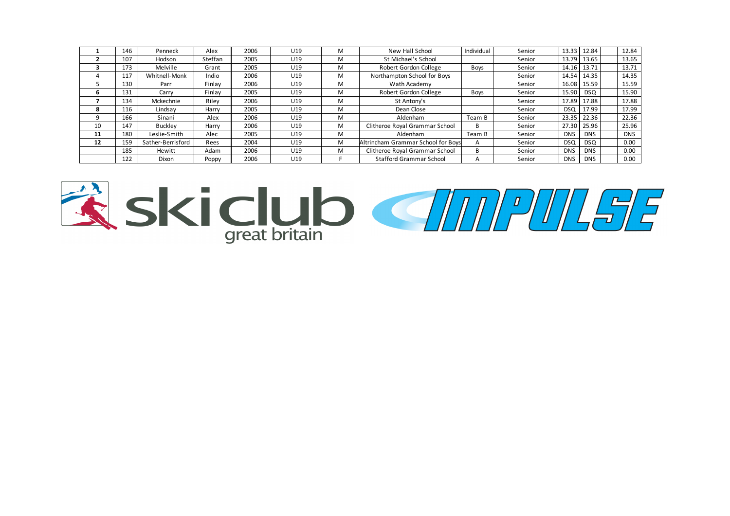| | | | | | | | | | | | | | |
|---|---|---|---|---|---|---|---|---|---|---|---|---|---|
| **1** | 146 | Penneck | Alex | 2006 | U19 | M | New Hall School | Individual | Senior | 13.33 | 12.84 | | 12.84 |
| **2** | 107 | Hodson | Steffan | 2005 | U19 | M | St Michael's School | | Senior | 13.79 | 13.65 | | 13.65 |
| **3** | 173 | Melville | Grant | 2005 | U19 | M | Robert Gordon College | Boys | Senior | 14.16 | 13.71 | | 13.71 |
| 4 | 117 | Whitnell-Monk | Indio | 2006 | U19 | M | Northampton School for Boys | | Senior | 14.54 | 14.35 | | 14.35 |
| 5 | 130 | Parr | Finlay | 2006 | U19 | M | Wath Academy | | Senior | 16.08 | 15.59 | | 15.59 |
| **6** | 131 | Carry | Finlay | 2005 | U19 | M | Robert Gordon College | Boys | Senior | 15.90 | DSQ | | 15.90 |
| **7** | 134 | Mckechnie | Riley | 2006 | U19 | M | St Antony's | | Senior | 17.89 | 17.88 | | 17.88 |
| **8** | 116 | Lindsay | Harry | 2005 | U19 | M | Dean Close | | Senior | DSQ | 17.99 | | 17.99 |
| 9 | 166 | Sinani | Alex | 2006 | U19 | M | Aldenham | Team B | Senior | 23.35 | 22.36 | | 22.36 |
| 10 | 147 | Buckley | Harry | 2006 | U19 | M | Clitheroe Royal Grammar School | B | Senior | 27.30 | 25.96 | | 25.96 |
| **11** | 180 | Leslie-Smith | Alec | 2005 | U19 | M | Aldenham | Team B | Senior | DNS | DNS | | DNS |
| **12** | 159 | Sather-Berrisford | Rees | 2004 | U19 | M | Altrincham Grammar School for Boys | A | Senior | DSQ | DSQ | | 0.00 |
| | 185 | Hewitt | Adam | 2006 | U19 | M | Clitheroe Royal Grammar School | B | Senior | DNS | DNS | | 0.00 |
| | 122 | Dixon | Poppy | 2006 | U19 | F | Stafford Grammar School | A | Senior | DNS | DNS | | 0.00 |

skiclub great britain

IMPULSE